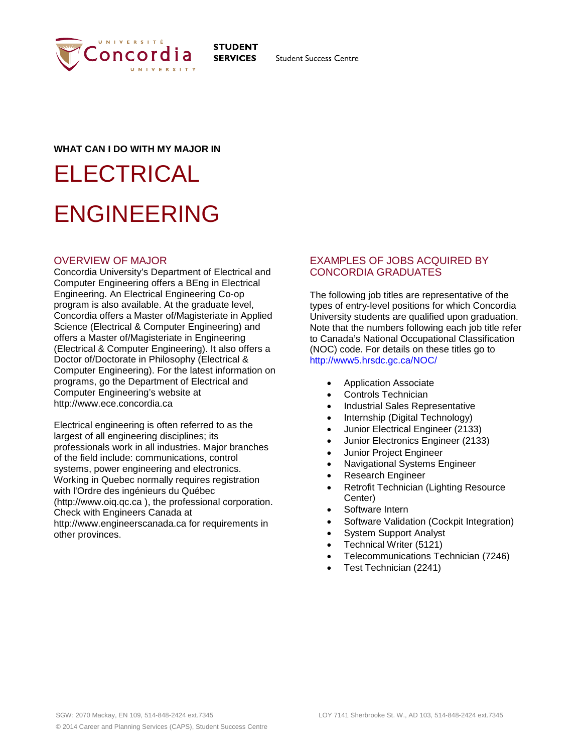STUDENT SERVICES

Student Success Centre

**WHAT CAN I DO WITH MY MAJOR IN**

# ELECTRICAL ENGINEERING

## OVERVIEW OF MAJOR

Concordia University's Department of Electrical and Computer Engineering offers a BEng in Electrical Engineering. An Electrical Engineering Co-op program is also available. At the graduate level, Concordia offers a Master of/Magisteriate in Applied Science (Electrical & Computer Engineering) and offers a Master of/Magisteriate in Engineering (Electrical & Computer Engineering). It also offers a Doctor of/Doctorate in Philosophy (Electrical & Computer Engineering). For the latest information on programs, go the Department of Electrical and Computer Engineering's website at http://www.ece.concordia.ca

Electrical engineering is often referred to as the largest of all engineering disciplines; its professionals work in all industries. Major branches of the field include: communications, control systems, power engineering and electronics. Working in Quebec normally requires registration with l'Ordre des ingénieurs du Québec (http://www.oiq.qc.ca ), the professional corporation. Check with Engineers Canada at http://www.engineerscanada.ca for requirements in other provinces.

## EXAMPLES OF JOBS ACQUIRED BY CONCORDIA GRADUATES

The following job titles are representative of the types of entry-level positions for which Concordia University students are qualified upon graduation. Note that the numbers following each job title refer to Canada's National Occupational Classification (NOC) code. For details on these titles go to http://www5.hrsdc.gc.ca/NOC/

- Application Associate
- Controls Technician
- Industrial Sales Representative
- Internship (Digital Technology)
- Junior Electrical Engineer (2133)
- Junior Electronics Engineer (2133)
- Junior Project Engineer
- Navigational Systems Engineer
- Research Engineer
- Retrofit Technician (Lighting Resource Center)
- Software Intern
- Software Validation (Cockpit Integration)
- System Support Analyst
- Technical Writer (5121)
- Telecommunications Technician (7246)
- Test Technician (2241)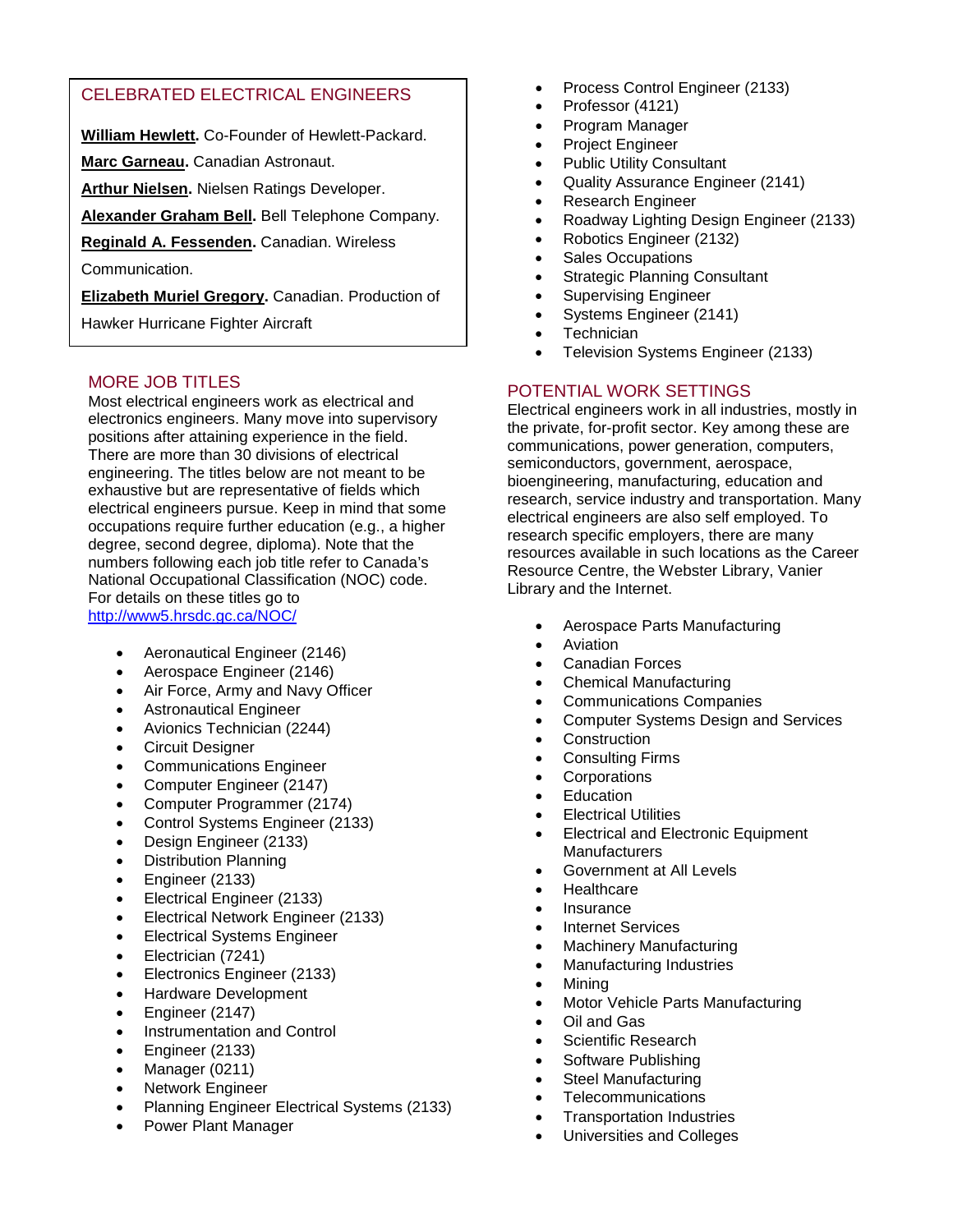## CELEBRATED ELECTRICAL ENGINEERS

**William Hewlett.** Co-Founder of Hewlett-Packard.

**Marc Garneau.** Canadian Astronaut.

**Arthur Nielsen.** Nielsen Ratings Developer.

**Alexander Graham Bell.** Bell Telephone Company.

**Reginald A. Fessenden.** Canadian. Wireless Communication.

**Elizabeth Muriel Gregory.** Canadian. Production of Hawker Hurricane Fighter Aircraft

## MORE JOB TITLES

Most electrical engineers work as electrical and electronics engineers. Many move into supervisory positions after attaining experience in the field. There are more than 30 divisions of electrical engineering. The titles below are not meant to be exhaustive but are representative of fields which electrical engineers pursue. Keep in mind that some occupations require further education (e.g., a higher degree, second degree, diploma). Note that the numbers following each job title refer to Canada's National Occupational Classification (NOC) code. For details on these titles go to http://www5.hrsdc.gc.ca/NOC/

- Aeronautical Engineer (2146)
- Aerospace Engineer (2146)
- Air Force, Army and Navy Officer
- Astronautical Engineer
- Avionics Technician (2244)
- Circuit Designer
- Communications Engineer
- Computer Engineer (2147)
- Computer Programmer (2174)
- Control Systems Engineer (2133)
- Design Engineer (2133)
- Distribution Planning
- Engineer (2133)
- Electrical Engineer (2133)
- Electrical Network Engineer (2133)
- Electrical Systems Engineer
- Electrician (7241)
- Electronics Engineer (2133)
- Hardware Development
- Engineer (2147)
- Instrumentation and Control
- Engineer (2133)
- Manager (0211)
- Network Engineer
- Planning Engineer Electrical Systems (2133)
- Power Plant Manager
- Process Control Engineer (2133)
- Professor (4121)
- Program Manager
- Project Engineer
- Public Utility Consultant
- Quality Assurance Engineer (2141)
- Research Engineer
- Roadway Lighting Design Engineer (2133)
- Robotics Engineer (2132)
- Sales Occupations
- Strategic Planning Consultant
- Supervising Engineer
- Systems Engineer (2141)
- Technician
- Television Systems Engineer (2133)

## POTENTIAL WORK SETTINGS

Electrical engineers work in all industries, mostly in the private, for-profit sector. Key among these are communications, power generation, computers, semiconductors, government, aerospace, bioengineering, manufacturing, education and research, service industry and transportation. Many electrical engineers are also self employed. To research specific employers, there are many resources available in such locations as the Career Resource Centre, the Webster Library, Vanier Library and the Internet.

- Aerospace Parts Manufacturing
- Aviation
- Canadian Forces
- Chemical Manufacturing
- Communications Companies
- Computer Systems Design and Services
- Construction
- Consulting Firms
- Corporations
- Education
- Electrical Utilities
- Electrical and Electronic Equipment Manufacturers
- Government at All Levels
- Healthcare
- Insurance
- Internet Services
- Machinery Manufacturing
- Manufacturing Industries
- Mining
- Motor Vehicle Parts Manufacturing
- Oil and Gas
- Scientific Research
- Software Publishing
- Steel Manufacturing
- Telecommunications
- Transportation Industries
- Universities and Colleges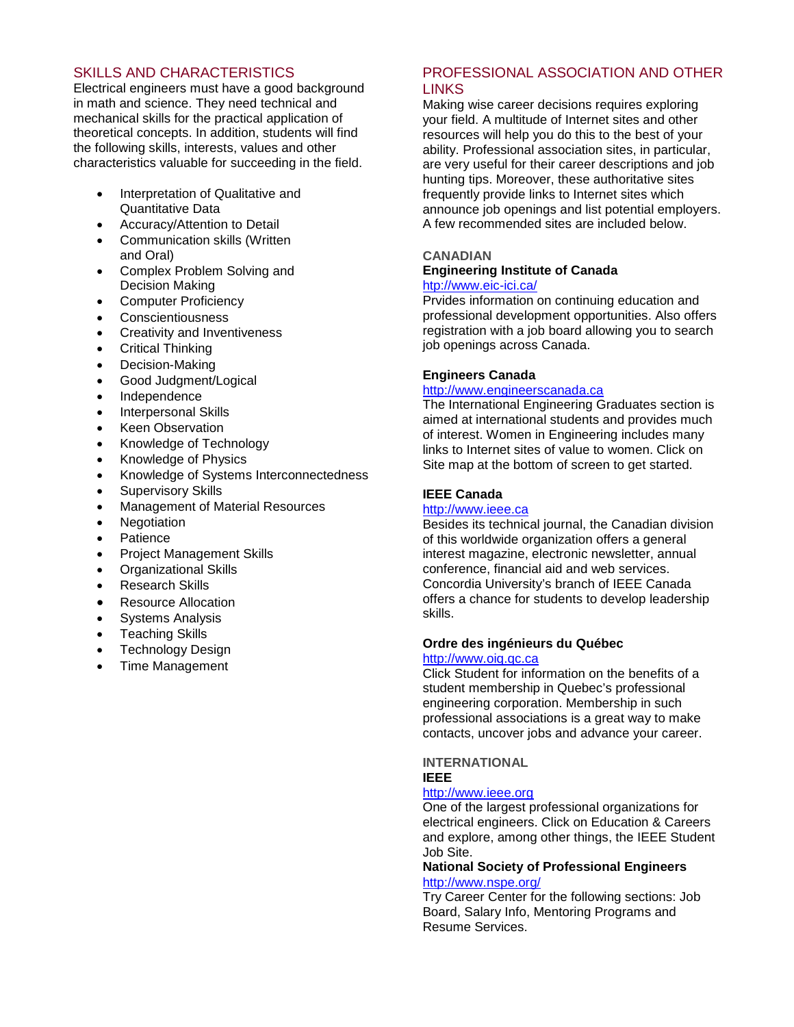## SKILLS AND CHARACTERISTICS

Electrical engineers must have a good background in math and science. They need technical and mechanical skills for the practical application of theoretical concepts. In addition, students will find the following skills, interests, values and other characteristics valuable for succeeding in the field.

- Interpretation of Qualitative and Quantitative Data
- Accuracy/Attention to Detail
- Communication skills (Written and Oral)
- Complex Problem Solving and Decision Making
- Computer Proficiency
- Conscientiousness
- Creativity and Inventiveness
- Critical Thinking
- Decision-Making
- Good Judgment/Logical
- Independence
- Interpersonal Skills
- Keen Observation
- Knowledge of Technology
- Knowledge of Physics
- Knowledge of Systems Interconnectedness
- Supervisory Skills
- Management of Material Resources
- Negotiation
- Patience
- Project Management Skills
- Organizational Skills
- Research Skills
- Resource Allocation
- Systems Analysis
- Teaching Skills
- Technology Design
- Time Management

## PROFESSIONAL ASSOCIATION AND OTHER LINKS

Making wise career decisions requires exploring your field. A multitude of Internet sites and other resources will help you do this to the best of your ability. Professional association sites, in particular, are very useful for their career descriptions and job hunting tips. Moreover, these authoritative sites frequently provide links to Internet sites which announce job openings and list potential employers. A few recommended sites are included below.

### CANADIAN

**Engineering Institute of Canada**

http://www.eic-ici.ca/

Prvides information on continuing education and professional development opportunities. Also offers registration with a job board allowing you to search job openings across Canada.

**Engineers Canada**

http://www.engineerscanada.ca

The International Engineering Graduates section is aimed at international students and provides much of interest. Women in Engineering includes many links to Internet sites of value to women. Click on Site map at the bottom of screen to get started.

**IEEE Canada**

http://www.ieee.ca

Besides its technical journal, the Canadian division of this worldwide organization offers a general interest magazine, electronic newsletter, annual conference, financial aid and web services. Concordia University's branch of IEEE Canada offers a chance for students to develop leadership skills.

**Ordre des ingénieurs du Québec**

http://www.oiq.qc.ca

Click Student for information on the benefits of a student membership in Quebec's professional engineering corporation. Membership in such professional associations is a great way to make contacts, uncover jobs and advance your career.

### INTERNATIONAL

**IEEE**

http://www.ieee.org

One of the largest professional organizations for electrical engineers. Click on Education & Careers and explore, among other things, the IEEE Student Job Site.

**National Society of Professional Engineers**

http://www.nspe.org/

Try Career Center for the following sections: Job Board, Salary Info, Mentoring Programs and Resume Services.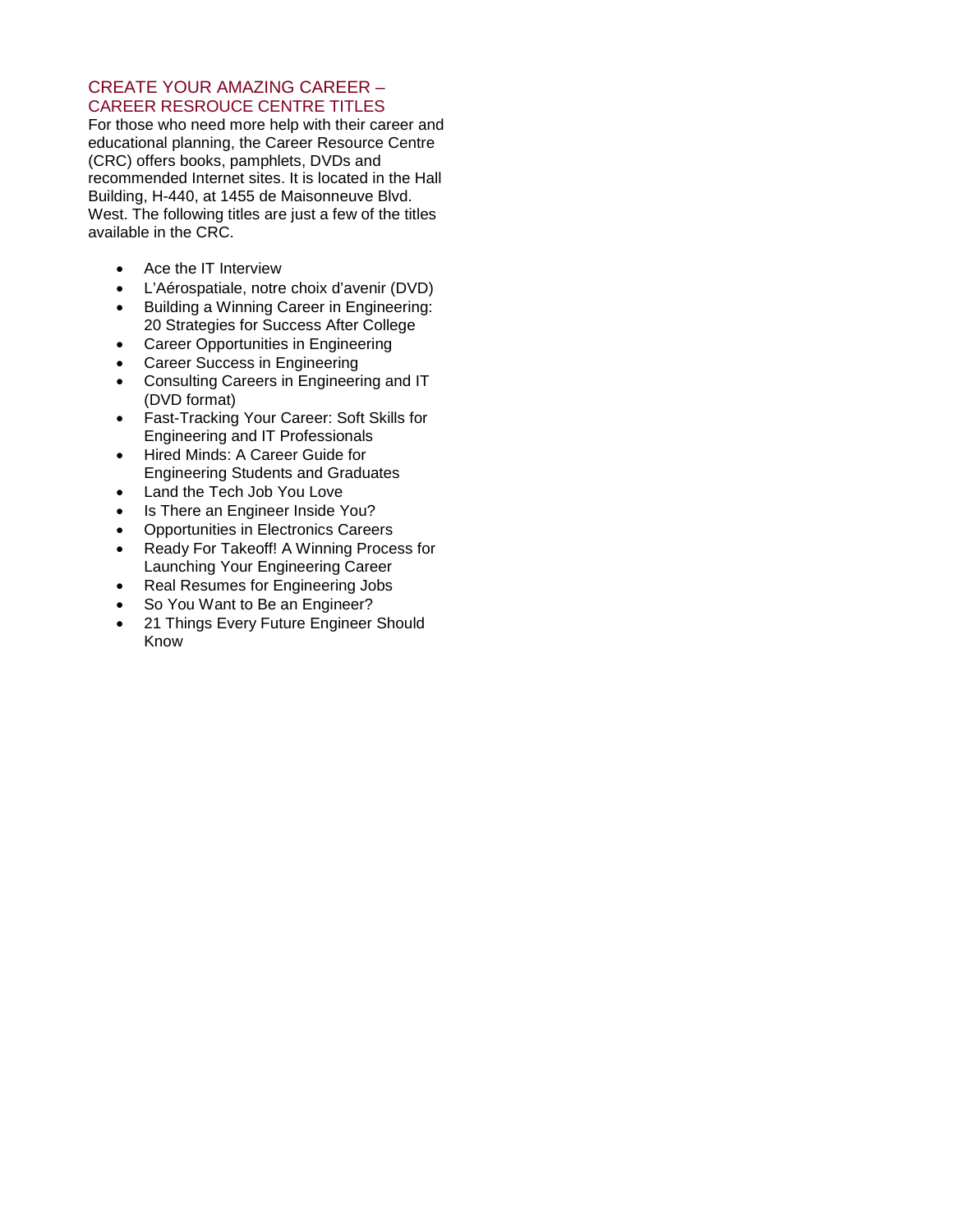## CREATE YOUR AMAZING CAREER – CAREER RESROUCE CENTRE TITLES

For those who need more help with their career and educational planning, the Career Resource Centre (CRC) offers books, pamphlets, DVDs and recommended Internet sites. It is located in the Hall Building, H-440, at 1455 de Maisonneuve Blvd. West. The following titles are just a few of the titles available in the CRC.

- Ace the IT Interview
- L'Aérospatiale, notre choix d'avenir (DVD)
- Building a Winning Career in Engineering: 20 Strategies for Success After College
- Career Opportunities in Engineering
- Career Success in Engineering
- Consulting Careers in Engineering and IT (DVD format)
- Fast-Tracking Your Career: Soft Skills for Engineering and IT Professionals
- Hired Minds: A Career Guide for Engineering Students and Graduates
- Land the Tech Job You Love
- Is There an Engineer Inside You?
- Opportunities in Electronics Careers
- Ready For Takeoff! A Winning Process for Launching Your Engineering Career
- Real Resumes for Engineering Jobs
- So You Want to Be an Engineer?
- 21 Things Every Future Engineer Should Know